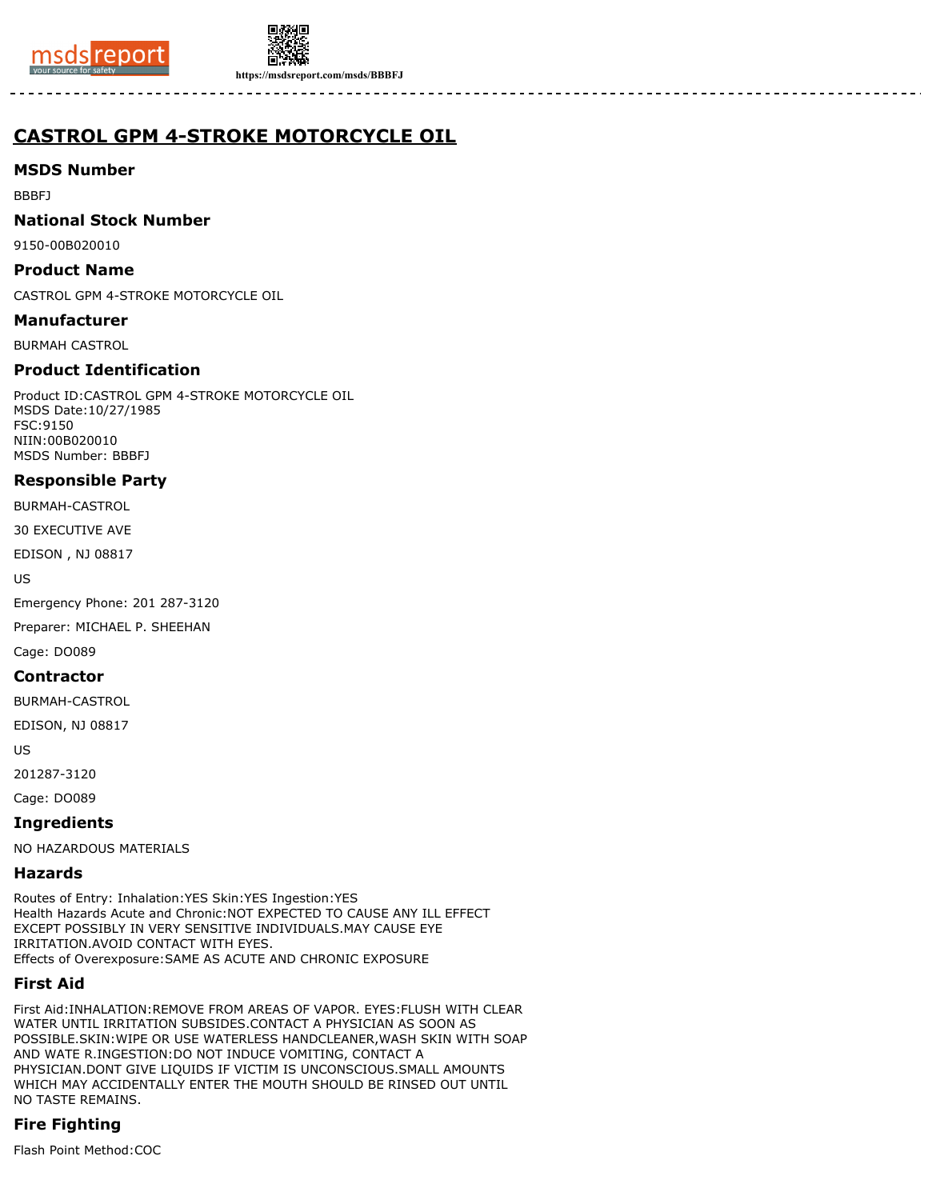# CASTROL GPM 4-STROKE MOTORCYCLE OIL

## MSDS Number

BBBFJ

## National Stock Number

9150-00B020010

## Product Name

CASTROL GPM 4-STROKE MOTORCYCLE OIL

## Manufacturer

BURMAH CASTROL

## Product Identification

Product ID:CASTROL GPM 4-STROKE MOTORCYCLE OIL
MSDS Date:10/27/1985
FSC:9150
NIIN:00B020010
MSDS Number: BBBFJ

## Responsible Party

BURMAH-CASTROL

30 EXECUTIVE AVE

EDISON , NJ 08817

US

Emergency Phone: 201 287-3120

Preparer: MICHAEL P. SHEEHAN

Cage: DO089

## Contractor

BURMAH-CASTROL

EDISON, NJ 08817

US

201287-3120

Cage: DO089

## Ingredients

NO HAZARDOUS MATERIALS

## Hazards

Routes of Entry: Inhalation:YES Skin:YES Ingestion:YES
Health Hazards Acute and Chronic:NOT EXPECTED TO CAUSE ANY ILL EFFECT EXCEPT POSSIBLY IN VERY SENSITIVE INDIVIDUALS.MAY CAUSE EYE IRRITATION.AVOID CONTACT WITH EYES.
Effects of Overexposure:SAME AS ACUTE AND CHRONIC EXPOSURE

## First Aid

First Aid:INHALATION:REMOVE FROM AREAS OF VAPOR. EYES:FLUSH WITH CLEAR WATER UNTIL IRRITATION SUBSIDES.CONTACT A PHYSICIAN AS SOON AS POSSIBLE.SKIN:WIPE OR USE WATERLESS HANDCLEANER,WASH SKIN WITH SOAP AND WATE R.INGESTION:DO NOT INDUCE VOMITING, CONTACT A PHYSICIAN.DONT GIVE LIQUIDS IF VICTIM IS UNCONSCIOUS.SMALL AMOUNTS WHICH MAY ACCIDENTALLY ENTER THE MOUTH SHOULD BE RINSED OUT UNTIL NO TASTE REMAINS.

## Fire Fighting

Flash Point Method:COC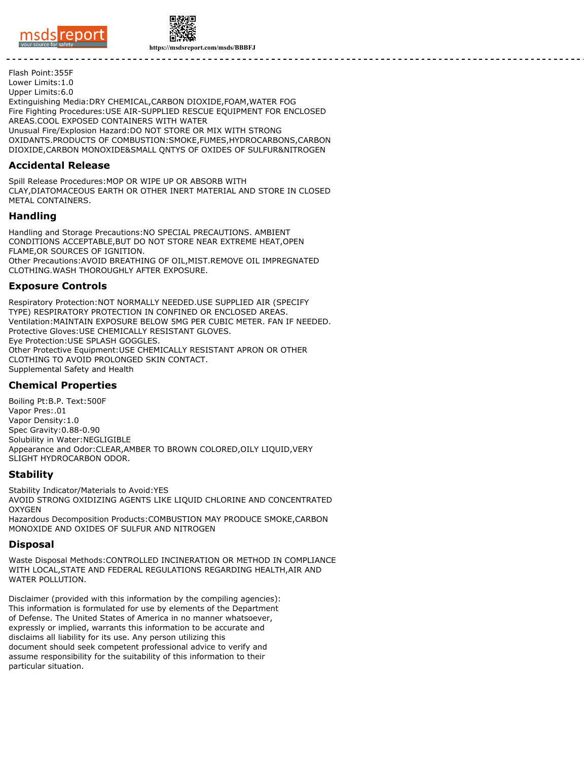Flash Point:355F
Lower Limits:1.0
Upper Limits:6.0
Extinguishing Media:DRY CHEMICAL,CARBON DIOXIDE,FOAM,WATER FOG
Fire Fighting Procedures:USE AIR-SUPPLIED RESCUE EQUIPMENT FOR ENCLOSED AREAS.COOL EXPOSED CONTAINERS WITH WATER
Unusual Fire/Explosion Hazard:DO NOT STORE OR MIX WITH STRONG OXIDANTS.PRODUCTS OF COMBUSTION:SMOKE,FUMES,HYDROCARBONS,CARBON DIOXIDE,CARBON MONOXIDE&SMALL QNTYS OF OXIDES OF SULFUR&NITROGEN

## Accidental Release

Spill Release Procedures:MOP OR WIPE UP OR ABSORB WITH CLAY,DIATOMACEOUS EARTH OR OTHER INERT MATERIAL AND STORE IN CLOSED METAL CONTAINERS.

## Handling

Handling and Storage Precautions:NO SPECIAL PRECAUTIONS. AMBIENT CONDITIONS ACCEPTABLE,BUT DO NOT STORE NEAR EXTREME HEAT,OPEN FLAME,OR SOURCES OF IGNITION.
Other Precautions:AVOID BREATHING OF OIL,MIST.REMOVE OIL IMPREGNATED CLOTHING.WASH THOROUGHLY AFTER EXPOSURE.

## Exposure Controls

Respiratory Protection:NOT NORMALLY NEEDED.USE SUPPLIED AIR (SPECIFY TYPE) RESPIRATORY PROTECTION IN CONFINED OR ENCLOSED AREAS.
Ventilation:MAINTAIN EXPOSURE BELOW 5MG PER CUBIC METER. FAN IF NEEDED.
Protective Gloves:USE CHEMICALLY RESISTANT GLOVES.
Eye Protection:USE SPLASH GOGGLES.
Other Protective Equipment:USE CHEMICALLY RESISTANT APRON OR OTHER CLOTHING TO AVOID PROLONGED SKIN CONTACT.
Supplemental Safety and Health

## Chemical Properties

Boiling Pt:B.P. Text:500F
Vapor Pres:.01
Vapor Density:1.0
Spec Gravity:0.88-0.90
Solubility in Water:NEGLIGIBLE
Appearance and Odor:CLEAR,AMBER TO BROWN COLORED,OILY LIQUID,VERY SLIGHT HYDROCARBON ODOR.

## Stability

Stability Indicator/Materials to Avoid:YES
AVOID STRONG OXIDIZING AGENTS LIKE LIQUID CHLORINE AND CONCENTRATED OXYGEN
Hazardous Decomposition Products:COMBUSTION MAY PRODUCE SMOKE,CARBON MONOXIDE AND OXIDES OF SULFUR AND NITROGEN

## Disposal

Waste Disposal Methods:CONTROLLED INCINERATION OR METHOD IN COMPLIANCE WITH LOCAL,STATE AND FEDERAL REGULATIONS REGARDING HEALTH,AIR AND WATER POLLUTION.

Disclaimer (provided with this information by the compiling agencies): This information is formulated for use by elements of the Department of Defense. The United States of America in no manner whatsoever, expressly or implied, warrants this information to be accurate and disclaims all liability for its use. Any person utilizing this document should seek competent professional advice to verify and assume responsibility for the suitability of this information to their particular situation.